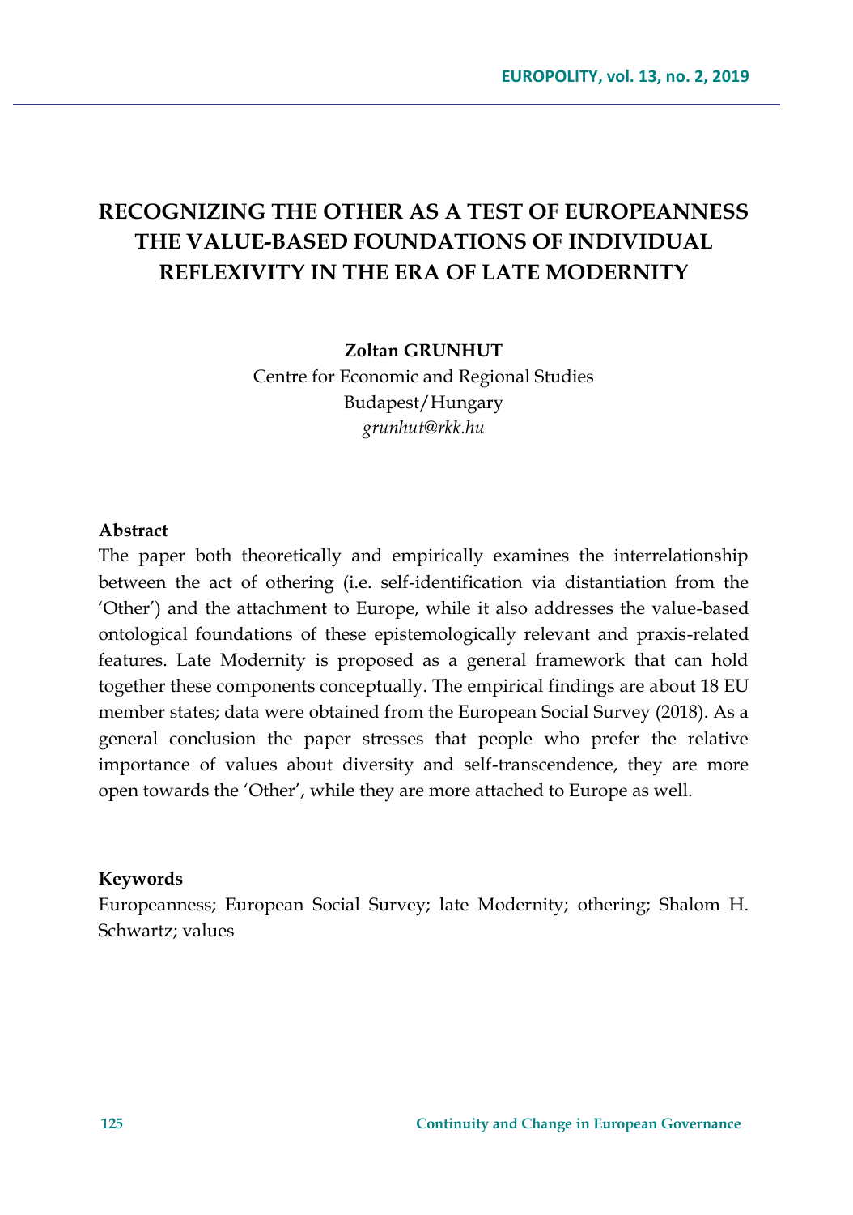# RECOGNIZING THE OTHER AS A TEST OF EUROPEANNESS THE VALUE-BASED FOUNDATIONS OF INDIVIDUAL REFLEXIVITY IN THE ERA OF LATE MODERNITY

**Zoltan GRUNHUT**

Centre for Economic and Regional Studies
Budapest/Hungary
*grunhut@rkk.hu*

**Abstract**

The paper both theoretically and empirically examines the interrelationship between the act of othering (i.e. self-identification via distantiation from the 'Other') and the attachment to Europe, while it also addresses the value-based ontological foundations of these epistemologically relevant and praxis-related features. Late Modernity is proposed as a general framework that can hold together these components conceptually. The empirical findings are about 18 EU member states; data were obtained from the European Social Survey (2018). As a general conclusion the paper stresses that people who prefer the relative importance of values about diversity and self-transcendence, they are more open towards the 'Other', while they are more attached to Europe as well.

**Keywords**

Europeanness; European Social Survey; late Modernity; othering; Shalom H. Schwartz; values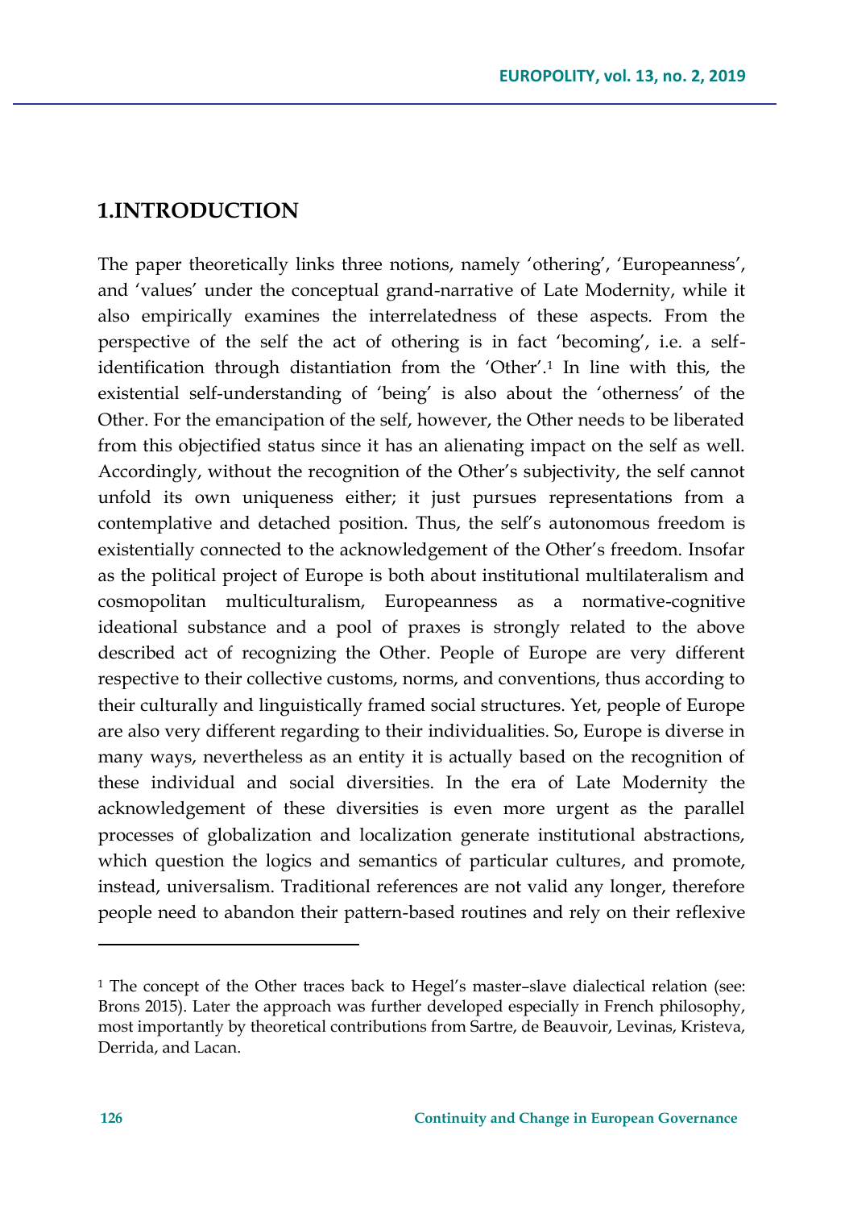## 1.INTRODUCTION

The paper theoretically links three notions, namely 'othering', 'Europeanness', and 'values' under the conceptual grand-narrative of Late Modernity, while it also empirically examines the interrelatedness of these aspects. From the perspective of the self the act of othering is in fact 'becoming', i.e. a self-identification through distantiation from the 'Other'.[1] In line with this, the existential self-understanding of 'being' is also about the 'otherness' of the Other. For the emancipation of the self, however, the Other needs to be liberated from this objectified status since it has an alienating impact on the self as well. Accordingly, without the recognition of the Other's subjectivity, the self cannot unfold its own uniqueness either; it just pursues representations from a contemplative and detached position. Thus, the self's autonomous freedom is existentially connected to the acknowledgement of the Other's freedom. Insofar as the political project of Europe is both about institutional multilateralism and cosmopolitan multiculturalism, Europeanness as a normative-cognitive ideational substance and a pool of praxes is strongly related to the above described act of recognizing the Other. People of Europe are very different respective to their collective customs, norms, and conventions, thus according to their culturally and linguistically framed social structures. Yet, people of Europe are also very different regarding to their individualities. So, Europe is diverse in many ways, nevertheless as an entity it is actually based on the recognition of these individual and social diversities. In the era of Late Modernity the acknowledgement of these diversities is even more urgent as the parallel processes of globalization and localization generate institutional abstractions, which question the logics and semantics of particular cultures, and promote, instead, universalism. Traditional references are not valid any longer, therefore people need to abandon their pattern-based routines and rely on their reflexive

[1] The concept of the Other traces back to Hegel's master–slave dialectical relation (see: Brons 2015). Later the approach was further developed especially in French philosophy, most importantly by theoretical contributions from Sartre, de Beauvoir, Levinas, Kristeva, Derrida, and Lacan.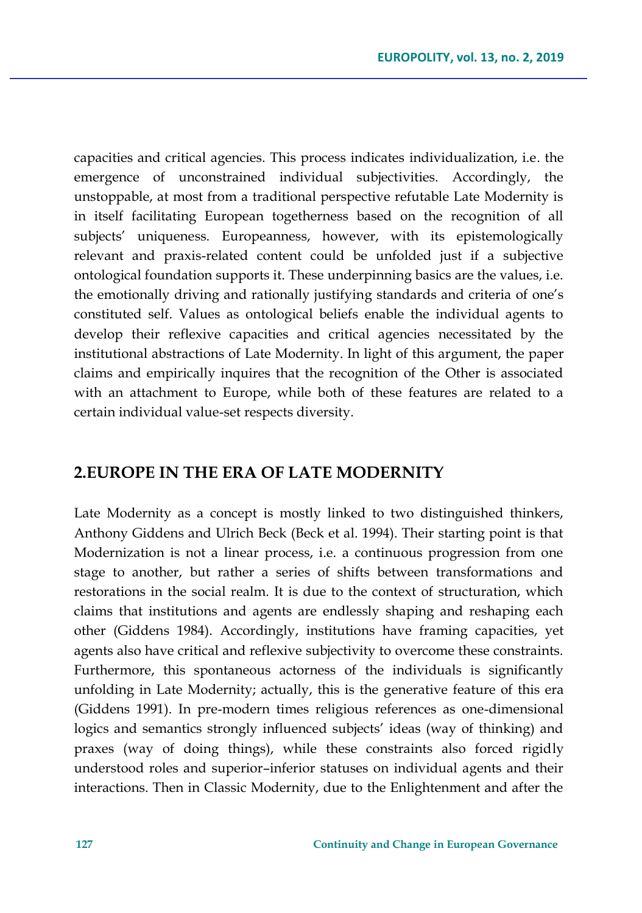capacities and critical agencies. This process indicates individualization, i.e. the emergence of unconstrained individual subjectivities. Accordingly, the unstoppable, at most from a traditional perspective refutable Late Modernity is in itself facilitating European togetherness based on the recognition of all subjects' uniqueness. Europeanness, however, with its epistemologically relevant and praxis-related content could be unfolded just if a subjective ontological foundation supports it. These underpinning basics are the values, i.e. the emotionally driving and rationally justifying standards and criteria of one's constituted self. Values as ontological beliefs enable the individual agents to develop their reflexive capacities and critical agencies necessitated by the institutional abstractions of Late Modernity. In light of this argument, the paper claims and empirically inquires that the recognition of the Other is associated with an attachment to Europe, while both of these features are related to a certain individual value-set respects diversity.

## 2.EUROPE IN THE ERA OF LATE MODERNITY

Late Modernity as a concept is mostly linked to two distinguished thinkers, Anthony Giddens and Ulrich Beck (Beck et al. 1994). Their starting point is that Modernization is not a linear process, i.e. a continuous progression from one stage to another, but rather a series of shifts between transformations and restorations in the social realm. It is due to the context of structuration, which claims that institutions and agents are endlessly shaping and reshaping each other (Giddens 1984). Accordingly, institutions have framing capacities, yet agents also have critical and reflexive subjectivity to overcome these constraints. Furthermore, this spontaneous actorness of the individuals is significantly unfolding in Late Modernity; actually, this is the generative feature of this era (Giddens 1991). In pre-modern times religious references as one-dimensional logics and semantics strongly influenced subjects' ideas (way of thinking) and praxes (way of doing things), while these constraints also forced rigidly understood roles and superior–inferior statuses on individual agents and their interactions. Then in Classic Modernity, due to the Enlightenment and after the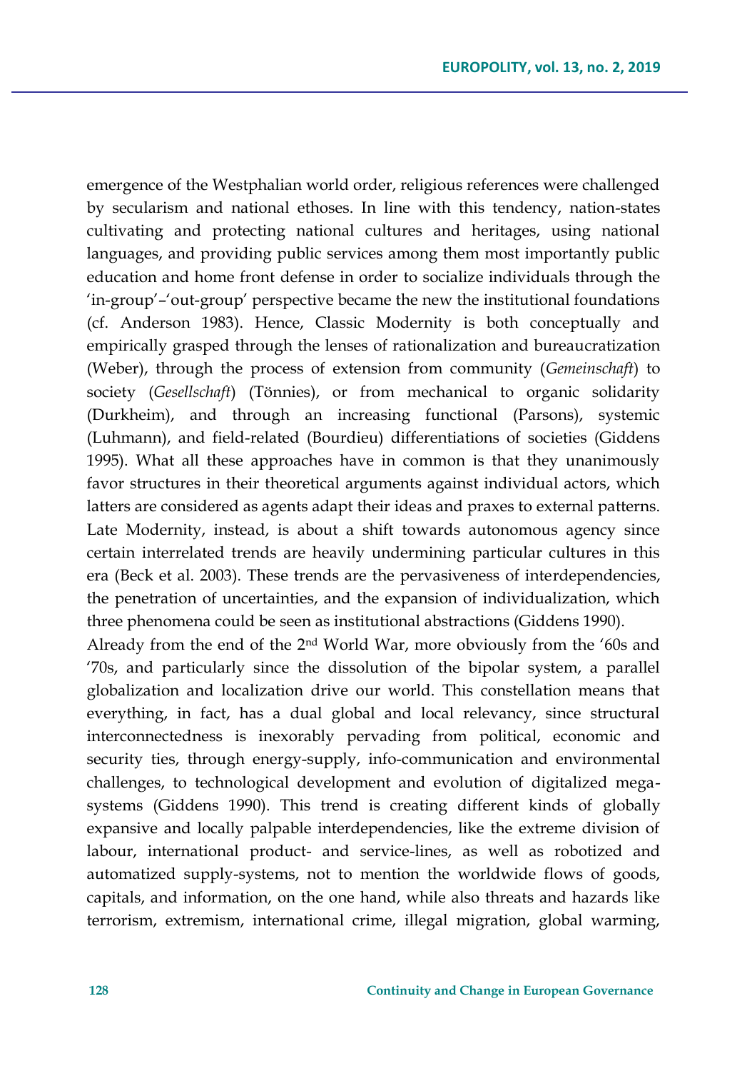emergence of the Westphalian world order, religious references were challenged by secularism and national ethoses. In line with this tendency, nation-states cultivating and protecting national cultures and heritages, using national languages, and providing public services among them most importantly public education and home front defense in order to socialize individuals through the 'in-group'–'out-group' perspective became the new the institutional foundations (cf. Anderson 1983). Hence, Classic Modernity is both conceptually and empirically grasped through the lenses of rationalization and bureaucratization (Weber), through the process of extension from community (*Gemeinschaft*) to society (*Gesellschaft*) (Tönnies), or from mechanical to organic solidarity (Durkheim), and through an increasing functional (Parsons), systemic (Luhmann), and field-related (Bourdieu) differentiations of societies (Giddens 1995). What all these approaches have in common is that they unanimously favor structures in their theoretical arguments against individual actors, which latters are considered as agents adapt their ideas and praxes to external patterns. Late Modernity, instead, is about a shift towards autonomous agency since certain interrelated trends are heavily undermining particular cultures in this era (Beck et al. 2003). These trends are the pervasiveness of interdependencies, the penetration of uncertainties, and the expansion of individualization, which three phenomena could be seen as institutional abstractions (Giddens 1990).

Already from the end of the 2nd World War, more obviously from the '60s and '70s, and particularly since the dissolution of the bipolar system, a parallel globalization and localization drive our world. This constellation means that everything, in fact, has a dual global and local relevancy, since structural interconnectedness is inexorably pervading from political, economic and security ties, through energy-supply, info-communication and environmental challenges, to technological development and evolution of digitalized mega-systems (Giddens 1990). This trend is creating different kinds of globally expansive and locally palpable interdependencies, like the extreme division of labour, international product- and service-lines, as well as robotized and automatized supply-systems, not to mention the worldwide flows of goods, capitals, and information, on the one hand, while also threats and hazards like terrorism, extremism, international crime, illegal migration, global warming,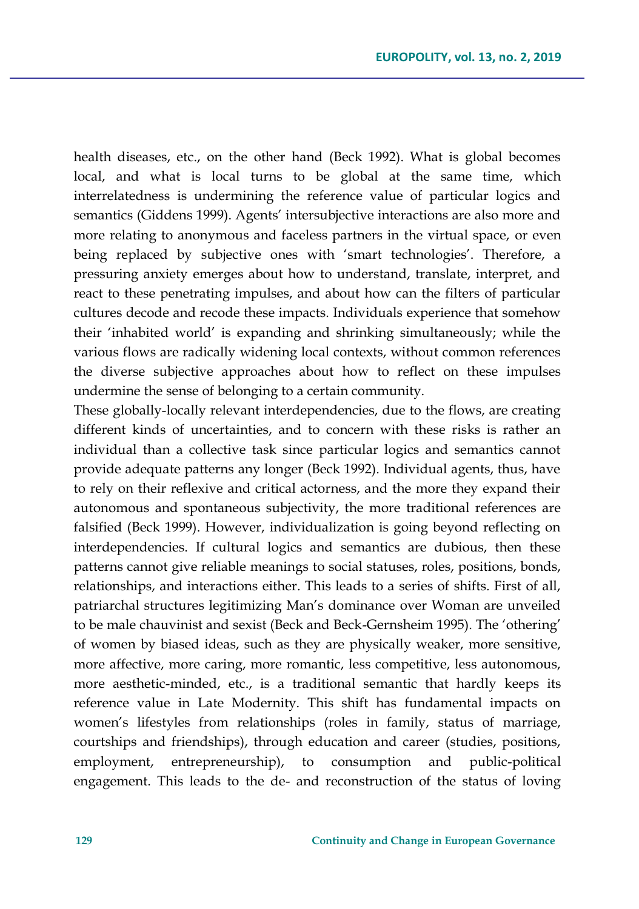health diseases, etc., on the other hand (Beck 1992). What is global becomes local, and what is local turns to be global at the same time, which interrelatedness is undermining the reference value of particular logics and semantics (Giddens 1999). Agents' intersubjective interactions are also more and more relating to anonymous and faceless partners in the virtual space, or even being replaced by subjective ones with 'smart technologies'. Therefore, a pressuring anxiety emerges about how to understand, translate, interpret, and react to these penetrating impulses, and about how can the filters of particular cultures decode and recode these impacts. Individuals experience that somehow their 'inhabited world' is expanding and shrinking simultaneously; while the various flows are radically widening local contexts, without common references the diverse subjective approaches about how to reflect on these impulses undermine the sense of belonging to a certain community.

These globally-locally relevant interdependencies, due to the flows, are creating different kinds of uncertainties, and to concern with these risks is rather an individual than a collective task since particular logics and semantics cannot provide adequate patterns any longer (Beck 1992). Individual agents, thus, have to rely on their reflexive and critical actorness, and the more they expand their autonomous and spontaneous subjectivity, the more traditional references are falsified (Beck 1999). However, individualization is going beyond reflecting on interdependencies. If cultural logics and semantics are dubious, then these patterns cannot give reliable meanings to social statuses, roles, positions, bonds, relationships, and interactions either. This leads to a series of shifts. First of all, patriarchal structures legitimizing Man's dominance over Woman are unveiled to be male chauvinist and sexist (Beck and Beck-Gernsheim 1995). The 'othering' of women by biased ideas, such as they are physically weaker, more sensitive, more affective, more caring, more romantic, less competitive, less autonomous, more aesthetic-minded, etc., is a traditional semantic that hardly keeps its reference value in Late Modernity. This shift has fundamental impacts on women's lifestyles from relationships (roles in family, status of marriage, courtships and friendships), through education and career (studies, positions, employment, entrepreneurship), to consumption and public-political engagement. This leads to the de- and reconstruction of the status of loving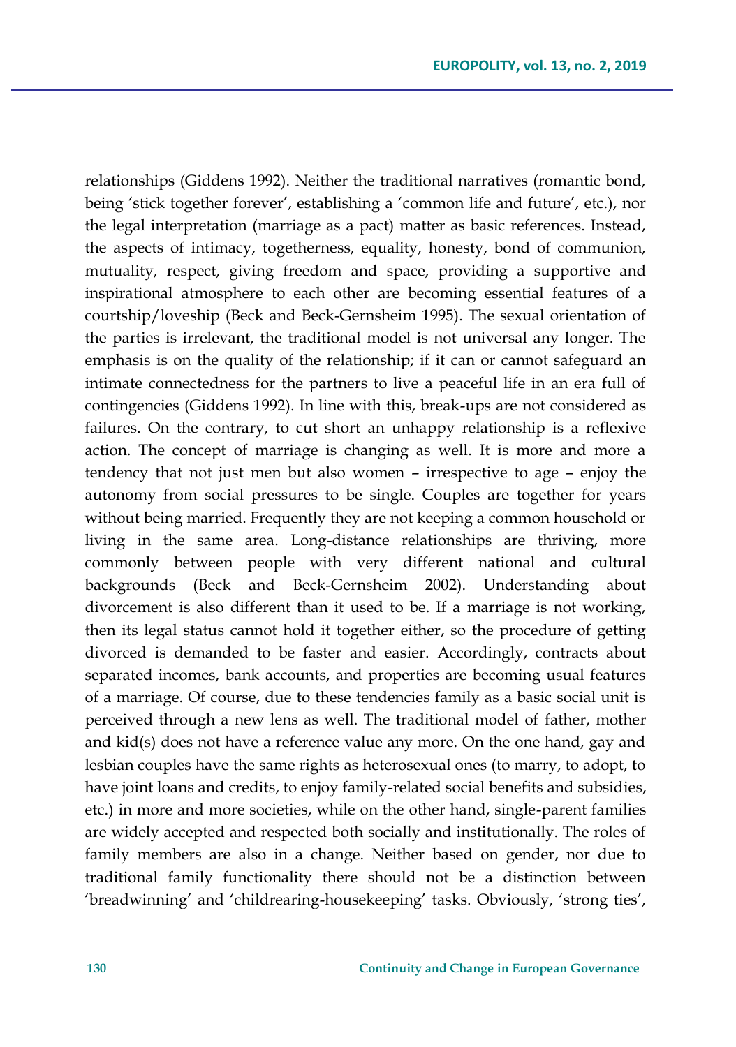relationships (Giddens 1992). Neither the traditional narratives (romantic bond, being 'stick together forever', establishing a 'common life and future', etc.), nor the legal interpretation (marriage as a pact) matter as basic references. Instead, the aspects of intimacy, togetherness, equality, honesty, bond of communion, mutuality, respect, giving freedom and space, providing a supportive and inspirational atmosphere to each other are becoming essential features of a courtship/loveship (Beck and Beck-Gernsheim 1995). The sexual orientation of the parties is irrelevant, the traditional model is not universal any longer. The emphasis is on the quality of the relationship; if it can or cannot safeguard an intimate connectedness for the partners to live a peaceful life in an era full of contingencies (Giddens 1992). In line with this, break-ups are not considered as failures. On the contrary, to cut short an unhappy relationship is a reflexive action. The concept of marriage is changing as well. It is more and more a tendency that not just men but also women – irrespective to age – enjoy the autonomy from social pressures to be single. Couples are together for years without being married. Frequently they are not keeping a common household or living in the same area. Long-distance relationships are thriving, more commonly between people with very different national and cultural backgrounds (Beck and Beck-Gernsheim 2002). Understanding about divorcement is also different than it used to be. If a marriage is not working, then its legal status cannot hold it together either, so the procedure of getting divorced is demanded to be faster and easier. Accordingly, contracts about separated incomes, bank accounts, and properties are becoming usual features of a marriage. Of course, due to these tendencies family as a basic social unit is perceived through a new lens as well. The traditional model of father, mother and kid(s) does not have a reference value any more. On the one hand, gay and lesbian couples have the same rights as heterosexual ones (to marry, to adopt, to have joint loans and credits, to enjoy family-related social benefits and subsidies, etc.) in more and more societies, while on the other hand, single-parent families are widely accepted and respected both socially and institutionally. The roles of family members are also in a change. Neither based on gender, nor due to traditional family functionality there should not be a distinction between 'breadwinning' and 'childrearing-housekeeping' tasks. Obviously, 'strong ties',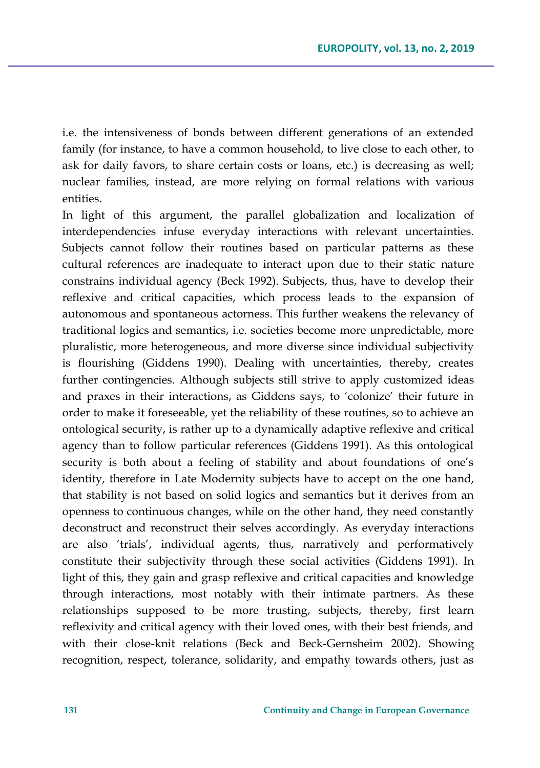i.e. the intensiveness of bonds between different generations of an extended family (for instance, to have a common household, to live close to each other, to ask for daily favors, to share certain costs or loans, etc.) is decreasing as well; nuclear families, instead, are more relying on formal relations with various entities.

In light of this argument, the parallel globalization and localization of interdependencies infuse everyday interactions with relevant uncertainties. Subjects cannot follow their routines based on particular patterns as these cultural references are inadequate to interact upon due to their static nature constrains individual agency (Beck 1992). Subjects, thus, have to develop their reflexive and critical capacities, which process leads to the expansion of autonomous and spontaneous actorness. This further weakens the relevancy of traditional logics and semantics, i.e. societies become more unpredictable, more pluralistic, more heterogeneous, and more diverse since individual subjectivity is flourishing (Giddens 1990). Dealing with uncertainties, thereby, creates further contingencies. Although subjects still strive to apply customized ideas and praxes in their interactions, as Giddens says, to 'colonize' their future in order to make it foreseeable, yet the reliability of these routines, so to achieve an ontological security, is rather up to a dynamically adaptive reflexive and critical agency than to follow particular references (Giddens 1991). As this ontological security is both about a feeling of stability and about foundations of one's identity, therefore in Late Modernity subjects have to accept on the one hand, that stability is not based on solid logics and semantics but it derives from an openness to continuous changes, while on the other hand, they need constantly deconstruct and reconstruct their selves accordingly. As everyday interactions are also 'trials', individual agents, thus, narratively and performatively constitute their subjectivity through these social activities (Giddens 1991). In light of this, they gain and grasp reflexive and critical capacities and knowledge through interactions, most notably with their intimate partners. As these relationships supposed to be more trusting, subjects, thereby, first learn reflexivity and critical agency with their loved ones, with their best friends, and with their close-knit relations (Beck and Beck-Gernsheim 2002). Showing recognition, respect, tolerance, solidarity, and empathy towards others, just as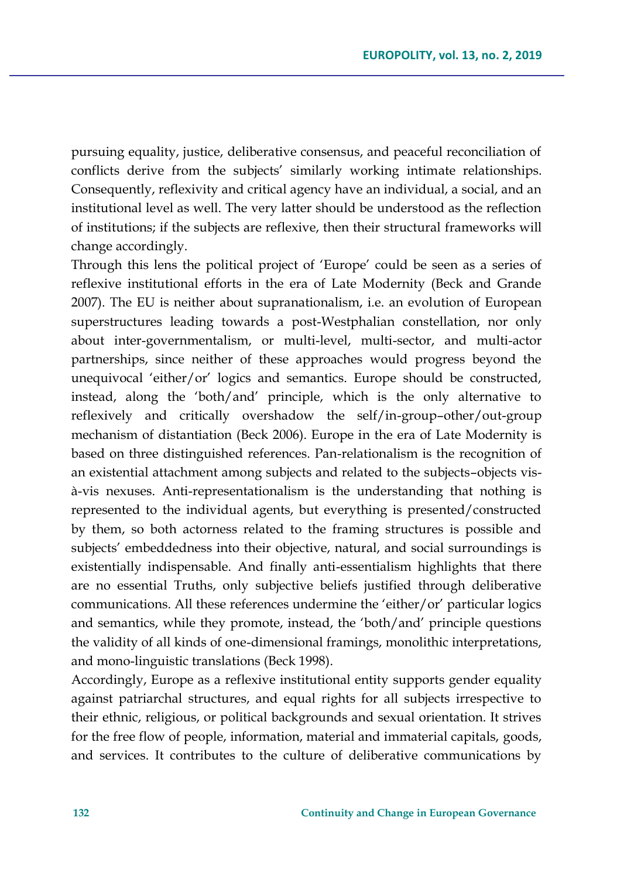pursuing equality, justice, deliberative consensus, and peaceful reconciliation of conflicts derive from the subjects' similarly working intimate relationships. Consequently, reflexivity and critical agency have an individual, a social, and an institutional level as well. The very latter should be understood as the reflection of institutions; if the subjects are reflexive, then their structural frameworks will change accordingly.

Through this lens the political project of 'Europe' could be seen as a series of reflexive institutional efforts in the era of Late Modernity (Beck and Grande 2007). The EU is neither about supranationalism, i.e. an evolution of European superstructures leading towards a post-Westphalian constellation, nor only about inter-governmentalism, or multi-level, multi-sector, and multi-actor partnerships, since neither of these approaches would progress beyond the unequivocal 'either/or' logics and semantics. Europe should be constructed, instead, along the 'both/and' principle, which is the only alternative to reflexively and critically overshadow the self/in-group–other/out-group mechanism of distantiation (Beck 2006). Europe in the era of Late Modernity is based on three distinguished references. Pan-relationalism is the recognition of an existential attachment among subjects and related to the subjects–objects vis-à-vis nexuses. Anti-representationalism is the understanding that nothing is represented to the individual agents, but everything is presented/constructed by them, so both actorness related to the framing structures is possible and subjects' embeddedness into their objective, natural, and social surroundings is existentially indispensable. And finally anti-essentialism highlights that there are no essential Truths, only subjective beliefs justified through deliberative communications. All these references undermine the 'either/or' particular logics and semantics, while they promote, instead, the 'both/and' principle questions the validity of all kinds of one-dimensional framings, monolithic interpretations, and mono-linguistic translations (Beck 1998).

Accordingly, Europe as a reflexive institutional entity supports gender equality against patriarchal structures, and equal rights for all subjects irrespective to their ethnic, religious, or political backgrounds and sexual orientation. It strives for the free flow of people, information, material and immaterial capitals, goods, and services. It contributes to the culture of deliberative communications by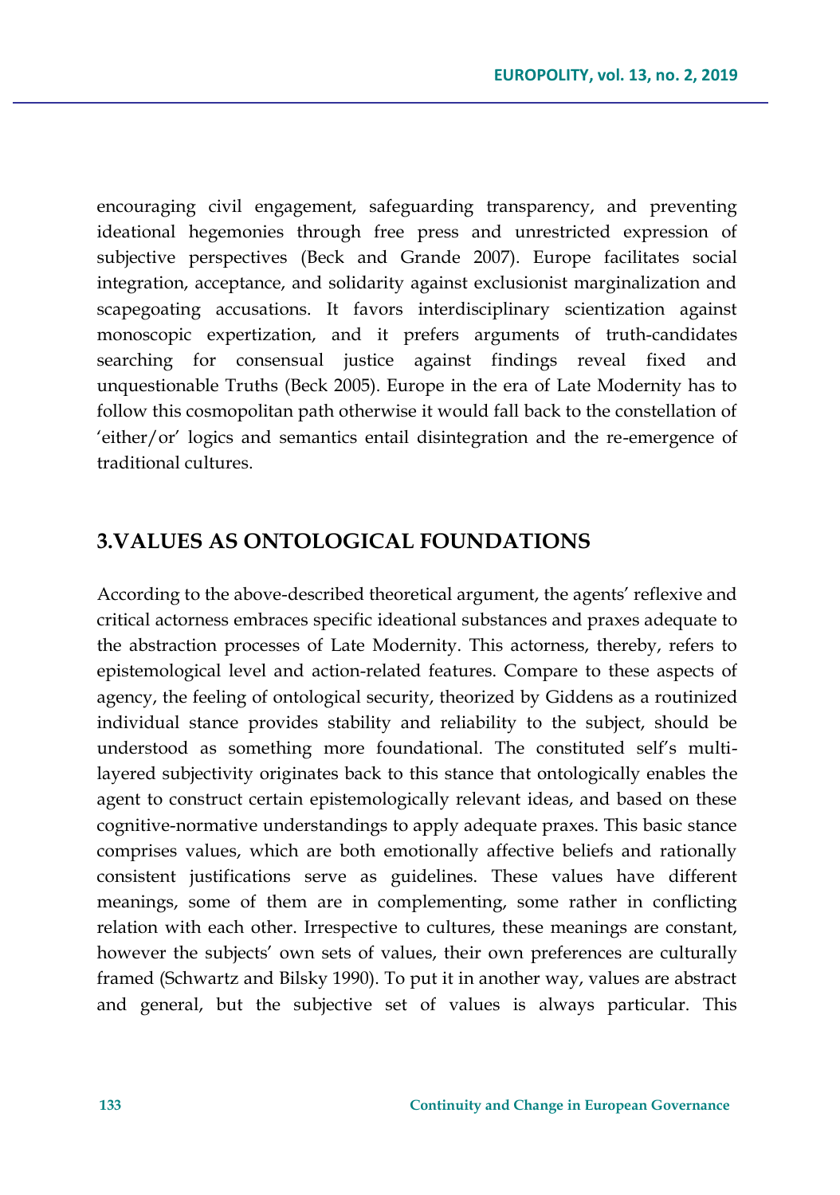encouraging civil engagement, safeguarding transparency, and preventing ideational hegemonies through free press and unrestricted expression of subjective perspectives (Beck and Grande 2007). Europe facilitates social integration, acceptance, and solidarity against exclusionist marginalization and scapegoating accusations. It favors interdisciplinary scientization against monoscopic expertization, and it prefers arguments of truth-candidates searching for consensual justice against findings reveal fixed and unquestionable Truths (Beck 2005). Europe in the era of Late Modernity has to follow this cosmopolitan path otherwise it would fall back to the constellation of 'either/or' logics and semantics entail disintegration and the re-emergence of traditional cultures.

## 3.VALUES AS ONTOLOGICAL FOUNDATIONS

According to the above-described theoretical argument, the agents' reflexive and critical actorness embraces specific ideational substances and praxes adequate to the abstraction processes of Late Modernity. This actorness, thereby, refers to epistemological level and action-related features. Compare to these aspects of agency, the feeling of ontological security, theorized by Giddens as a routinized individual stance provides stability and reliability to the subject, should be understood as something more foundational. The constituted self's multi-layered subjectivity originates back to this stance that ontologically enables the agent to construct certain epistemologically relevant ideas, and based on these cognitive-normative understandings to apply adequate praxes. This basic stance comprises values, which are both emotionally affective beliefs and rationally consistent justifications serve as guidelines. These values have different meanings, some of them are in complementing, some rather in conflicting relation with each other. Irrespective to cultures, these meanings are constant, however the subjects' own sets of values, their own preferences are culturally framed (Schwartz and Bilsky 1990). To put it in another way, values are abstract and general, but the subjective set of values is always particular. This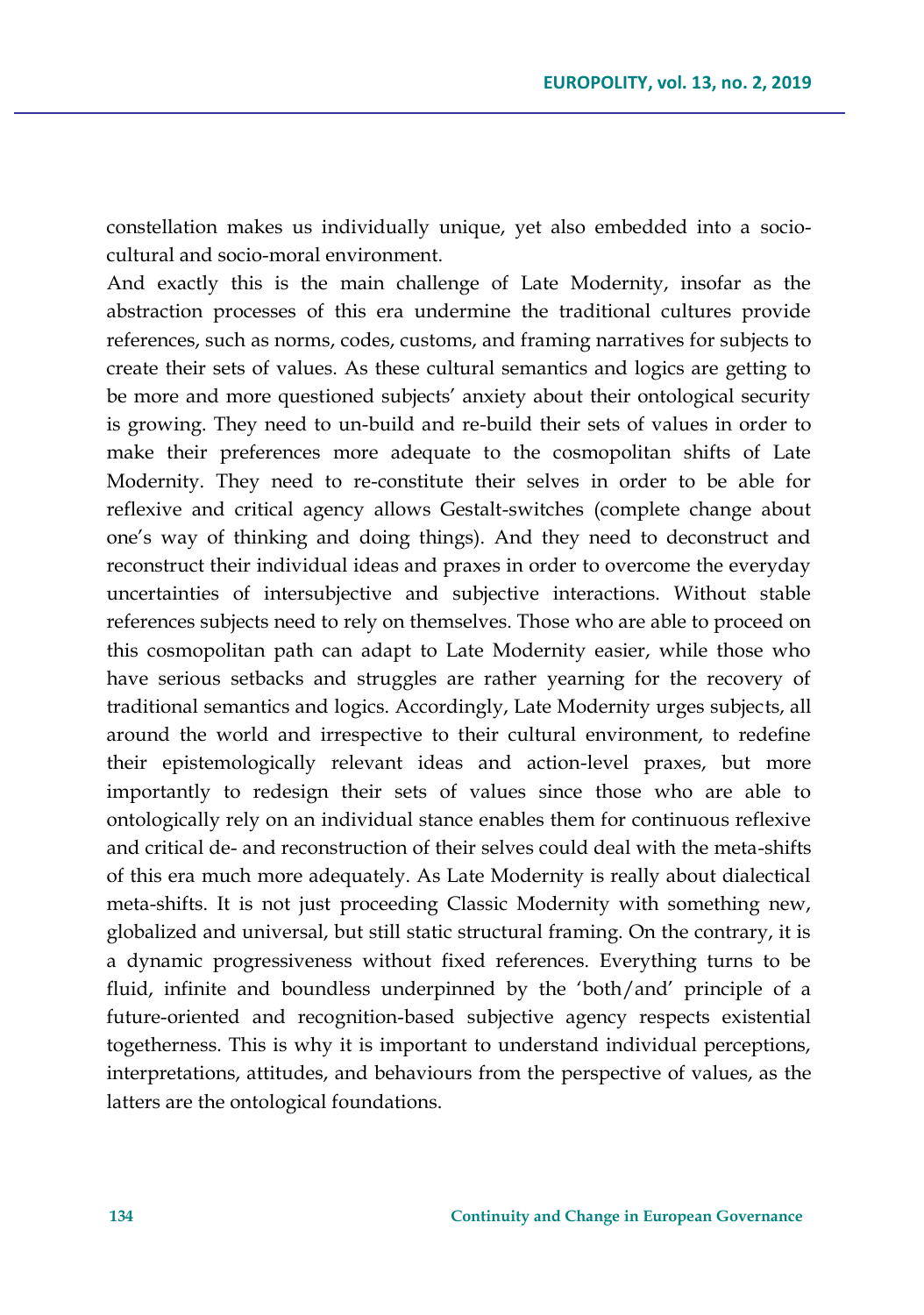constellation makes us individually unique, yet also embedded into a socio-cultural and socio-moral environment.

And exactly this is the main challenge of Late Modernity, insofar as the abstraction processes of this era undermine the traditional cultures provide references, such as norms, codes, customs, and framing narratives for subjects to create their sets of values. As these cultural semantics and logics are getting to be more and more questioned subjects' anxiety about their ontological security is growing. They need to un-build and re-build their sets of values in order to make their preferences more adequate to the cosmopolitan shifts of Late Modernity. They need to re-constitute their selves in order to be able for reflexive and critical agency allows Gestalt-switches (complete change about one's way of thinking and doing things). And they need to deconstruct and reconstruct their individual ideas and praxes in order to overcome the everyday uncertainties of intersubjective and subjective interactions. Without stable references subjects need to rely on themselves. Those who are able to proceed on this cosmopolitan path can adapt to Late Modernity easier, while those who have serious setbacks and struggles are rather yearning for the recovery of traditional semantics and logics. Accordingly, Late Modernity urges subjects, all around the world and irrespective to their cultural environment, to redefine their epistemologically relevant ideas and action-level praxes, but more importantly to redesign their sets of values since those who are able to ontologically rely on an individual stance enables them for continuous reflexive and critical de- and reconstruction of their selves could deal with the meta-shifts of this era much more adequately. As Late Modernity is really about dialectical meta-shifts. It is not just proceeding Classic Modernity with something new, globalized and universal, but still static structural framing. On the contrary, it is a dynamic progressiveness without fixed references. Everything turns to be fluid, infinite and boundless underpinned by the 'both/and' principle of a future-oriented and recognition-based subjective agency respects existential togetherness. This is why it is important to understand individual perceptions, interpretations, attitudes, and behaviours from the perspective of values, as the latters are the ontological foundations.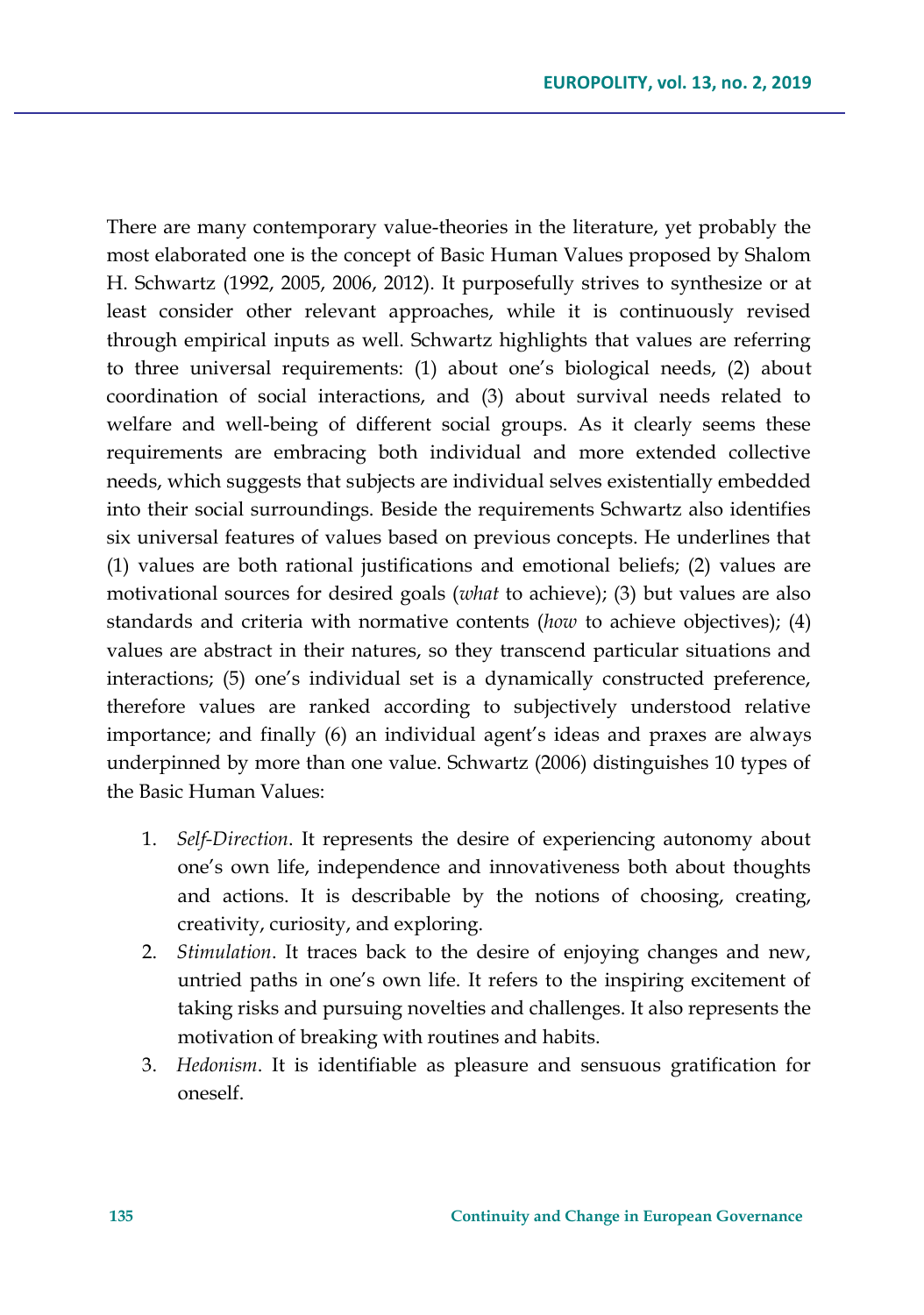There are many contemporary value-theories in the literature, yet probably the most elaborated one is the concept of Basic Human Values proposed by Shalom H. Schwartz (1992, 2005, 2006, 2012). It purposefully strives to synthesize or at least consider other relevant approaches, while it is continuously revised through empirical inputs as well. Schwartz highlights that values are referring to three universal requirements: (1) about one's biological needs, (2) about coordination of social interactions, and (3) about survival needs related to welfare and well-being of different social groups. As it clearly seems these requirements are embracing both individual and more extended collective needs, which suggests that subjects are individual selves existentially embedded into their social surroundings. Beside the requirements Schwartz also identifies six universal features of values based on previous concepts. He underlines that (1) values are both rational justifications and emotional beliefs; (2) values are motivational sources for desired goals (*what* to achieve); (3) but values are also standards and criteria with normative contents (*how* to achieve objectives); (4) values are abstract in their natures, so they transcend particular situations and interactions; (5) one's individual set is a dynamically constructed preference, therefore values are ranked according to subjectively understood relative importance; and finally (6) an individual agent's ideas and praxes are always underpinned by more than one value. Schwartz (2006) distinguishes 10 types of the Basic Human Values:

1. *Self-Direction*. It represents the desire of experiencing autonomy about one's own life, independence and innovativeness both about thoughts and actions. It is describable by the notions of choosing, creating, creativity, curiosity, and exploring.
2. *Stimulation*. It traces back to the desire of enjoying changes and new, untried paths in one's own life. It refers to the inspiring excitement of taking risks and pursuing novelties and challenges. It also represents the motivation of breaking with routines and habits.
3. *Hedonism*. It is identifiable as pleasure and sensuous gratification for oneself.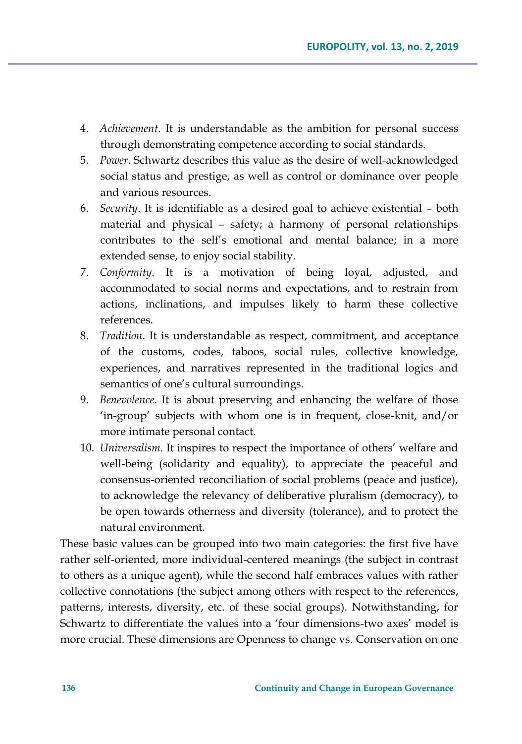4. *Achievement*. It is understandable as the ambition for personal success through demonstrating competence according to social standards.
5. *Power*. Schwartz describes this value as the desire of well-acknowledged social status and prestige, as well as control or dominance over people and various resources.
6. *Security*. It is identifiable as a desired goal to achieve existential – both material and physical – safety; a harmony of personal relationships contributes to the self's emotional and mental balance; in a more extended sense, to enjoy social stability.
7. *Conformity*. It is a motivation of being loyal, adjusted, and accommodated to social norms and expectations, and to restrain from actions, inclinations, and impulses likely to harm these collective references.
8. *Tradition*. It is understandable as respect, commitment, and acceptance of the customs, codes, taboos, social rules, collective knowledge, experiences, and narratives represented in the traditional logics and semantics of one's cultural surroundings.
9. *Benevolence*. It is about preserving and enhancing the welfare of those 'in-group' subjects with whom one is in frequent, close-knit, and/or more intimate personal contact.
10. *Universalism*. It inspires to respect the importance of others' welfare and well-being (solidarity and equality), to appreciate the peaceful and consensus-oriented reconciliation of social problems (peace and justice), to acknowledge the relevancy of deliberative pluralism (democracy), to be open towards otherness and diversity (tolerance), and to protect the natural environment.

These basic values can be grouped into two main categories: the first five have rather self-oriented, more individual-centered meanings (the subject in contrast to others as a unique agent), while the second half embraces values with rather collective connotations (the subject among others with respect to the references, patterns, interests, diversity, etc. of these social groups). Notwithstanding, for Schwartz to differentiate the values into a 'four dimensions-two axes' model is more crucial. These dimensions are Openness to change vs. Conservation on one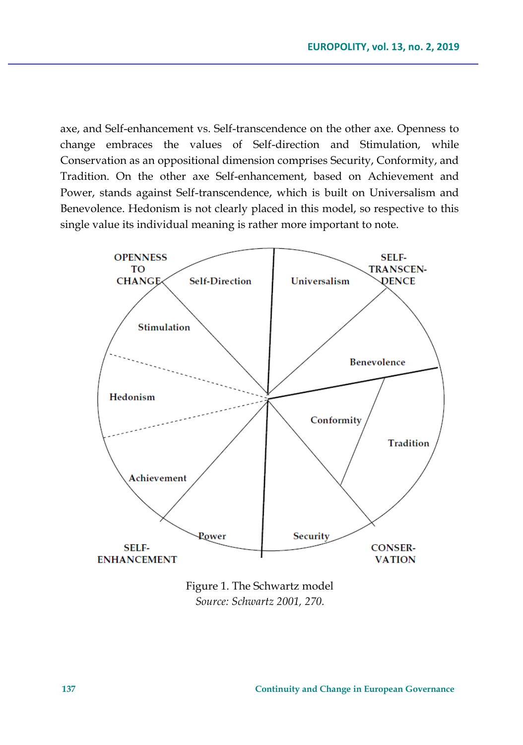axe, and Self-enhancement vs. Self-transcendence on the other axe. Openness to change embraces the values of Self-direction and Stimulation, while Conservation as an oppositional dimension comprises Security, Conformity, and Tradition. On the other axe Self-enhancement, based on Achievement and Power, stands against Self-transcendence, which is built on Universalism and Benevolence. Hedonism is not clearly placed in this model, so respective to this single value its individual meaning is rather more important to note.

OPENNESS TO CHANGE | SELF-TRANSCENDENCE | SELF-ENHANCEMENT | CONSERVATION

Self-Direction, Universalism, Stimulation, Benevolence, Hedonism, Conformity, Tradition, Achievement, Power, Security

Figure 1. The Schwartz model
*Source: Schwartz 2001, 270.*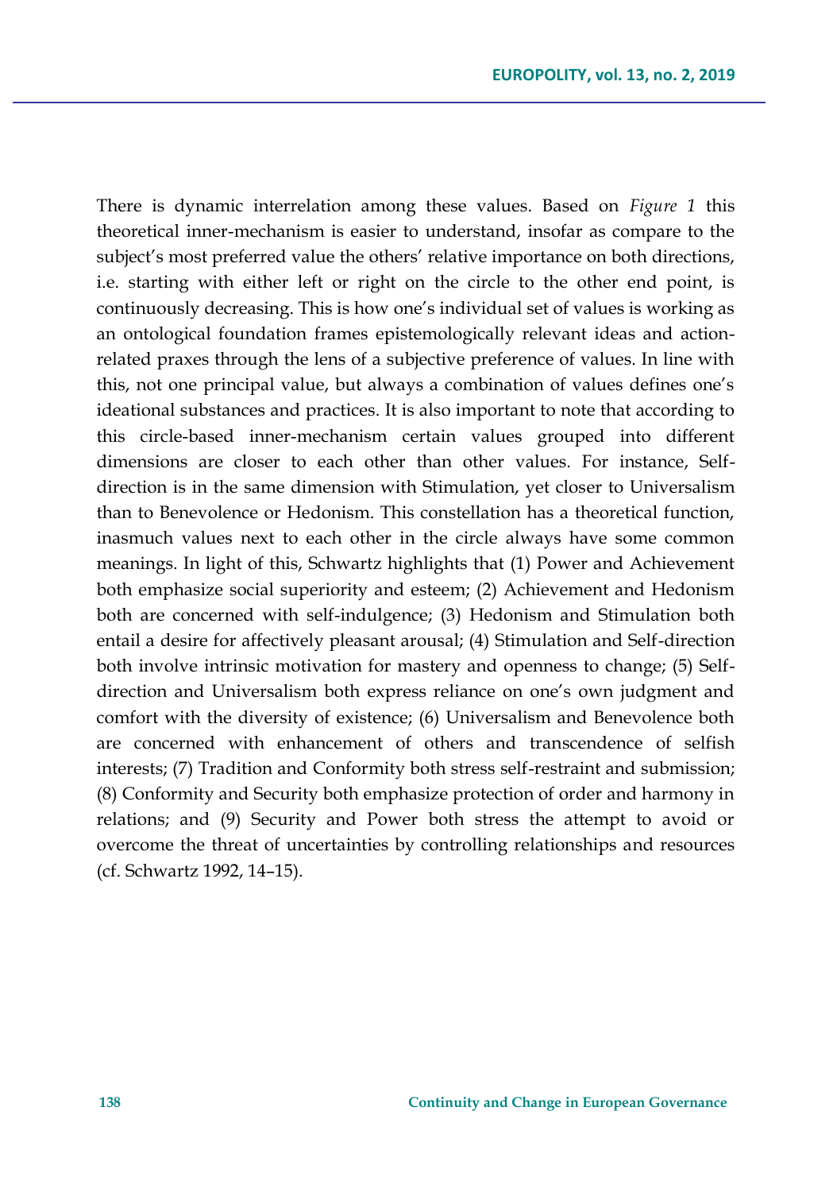There is dynamic interrelation among these values. Based on *Figure 1* this theoretical inner-mechanism is easier to understand, insofar as compare to the subject's most preferred value the others' relative importance on both directions, i.e. starting with either left or right on the circle to the other end point, is continuously decreasing. This is how one's individual set of values is working as an ontological foundation frames epistemologically relevant ideas and action-related praxes through the lens of a subjective preference of values. In line with this, not one principal value, but always a combination of values defines one's ideational substances and practices. It is also important to note that according to this circle-based inner-mechanism certain values grouped into different dimensions are closer to each other than other values. For instance, Self-direction is in the same dimension with Stimulation, yet closer to Universalism than to Benevolence or Hedonism. This constellation has a theoretical function, inasmuch values next to each other in the circle always have some common meanings. In light of this, Schwartz highlights that (1) Power and Achievement both emphasize social superiority and esteem; (2) Achievement and Hedonism both are concerned with self-indulgence; (3) Hedonism and Stimulation both entail a desire for affectively pleasant arousal; (4) Stimulation and Self-direction both involve intrinsic motivation for mastery and openness to change; (5) Self-direction and Universalism both express reliance on one's own judgment and comfort with the diversity of existence; (6) Universalism and Benevolence both are concerned with enhancement of others and transcendence of selfish interests; (7) Tradition and Conformity both stress self-restraint and submission; (8) Conformity and Security both emphasize protection of order and harmony in relations; and (9) Security and Power both stress the attempt to avoid or overcome the threat of uncertainties by controlling relationships and resources (cf. Schwartz 1992, 14–15).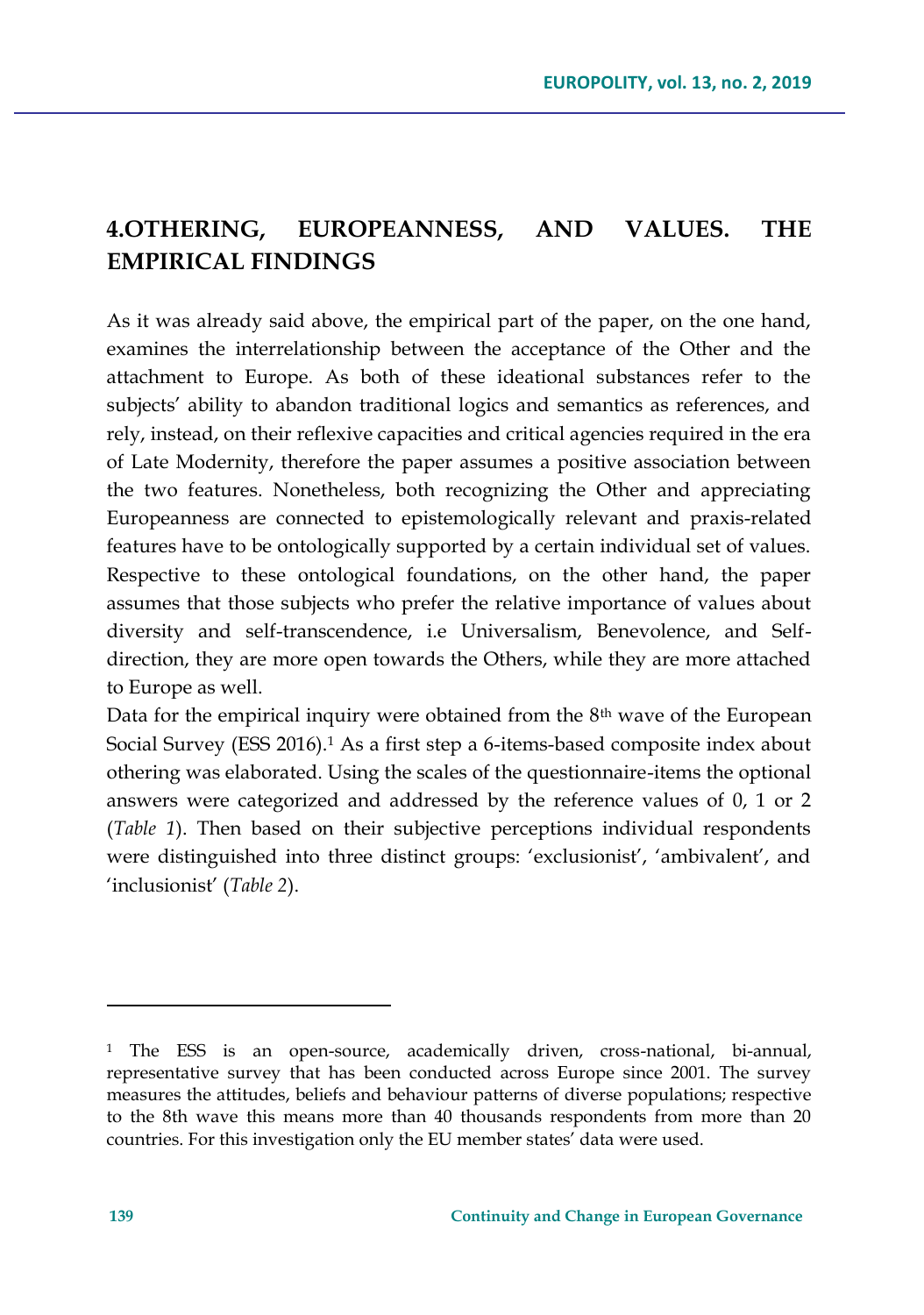## 4.OTHERING, EUROPEANNESS, AND VALUES. THE EMPIRICAL FINDINGS

As it was already said above, the empirical part of the paper, on the one hand, examines the interrelationship between the acceptance of the Other and the attachment to Europe. As both of these ideational substances refer to the subjects' ability to abandon traditional logics and semantics as references, and rely, instead, on their reflexive capacities and critical agencies required in the era of Late Modernity, therefore the paper assumes a positive association between the two features. Nonetheless, both recognizing the Other and appreciating Europeanness are connected to epistemologically relevant and praxis-related features have to be ontologically supported by a certain individual set of values. Respective to these ontological foundations, on the other hand, the paper assumes that those subjects who prefer the relative importance of values about diversity and self-transcendence, i.e Universalism, Benevolence, and Self-direction, they are more open towards the Others, while they are more attached to Europe as well.

Data for the empirical inquiry were obtained from the 8th wave of the European Social Survey (ESS 2016).[1] As a first step a 6-items-based composite index about othering was elaborated. Using the scales of the questionnaire-items the optional answers were categorized and addressed by the reference values of 0, 1 or 2 (*Table 1*). Then based on their subjective perceptions individual respondents were distinguished into three distinct groups: 'exclusionist', 'ambivalent', and 'inclusionist' (*Table 2*).

---

[1] The ESS is an open-source, academically driven, cross-national, bi-annual, representative survey that has been conducted across Europe since 2001. The survey measures the attitudes, beliefs and behaviour patterns of diverse populations; respective to the 8th wave this means more than 40 thousands respondents from more than 20 countries. For this investigation only the EU member states' data were used.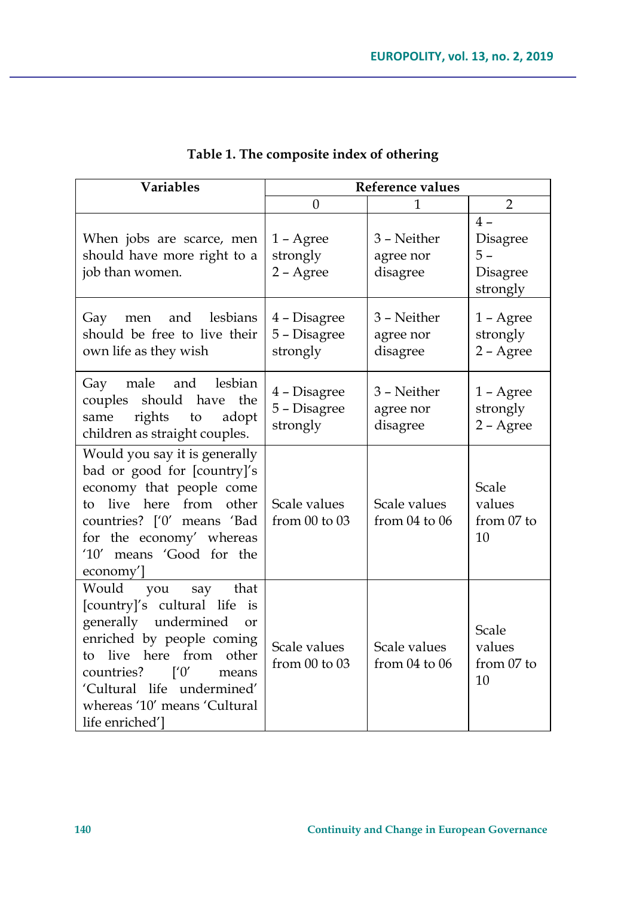**Table 1. The composite index of othering**

| Variables | Reference values | | |
|---|---|---|---|
| | 0 | 1 | 2 |
| When jobs are scarce, men should have more right to a job than women. | 1 – Agree strongly 2 – Agree | 3 – Neither agree nor disagree | 4 – Disagree 5 – Disagree strongly |
| Gay men and lesbians should be free to live their own life as they wish | 4 – Disagree 5 – Disagree strongly | 3 – Neither agree nor disagree | 1 – Agree strongly 2 – Agree |
| Gay male and lesbian couples should have the same rights to adopt children as straight couples. | 4 – Disagree 5 – Disagree strongly | 3 – Neither agree nor disagree | 1 – Agree strongly 2 – Agree |
| Would you say it is generally bad or good for [country]'s economy that people come to live here from other countries? ['0' means 'Bad for the economy' whereas '10' means 'Good for the economy'] | Scale values from 00 to 03 | Scale values from 04 to 06 | Scale values from 07 to 10 |
| Would you say that [country]'s cultural life is generally undermined or enriched by people coming to live here from other countries? ['0' means 'Cultural life undermined' whereas '10' means 'Cultural life enriched'] | Scale values from 00 to 03 | Scale values from 04 to 06 | Scale values from 07 to 10 |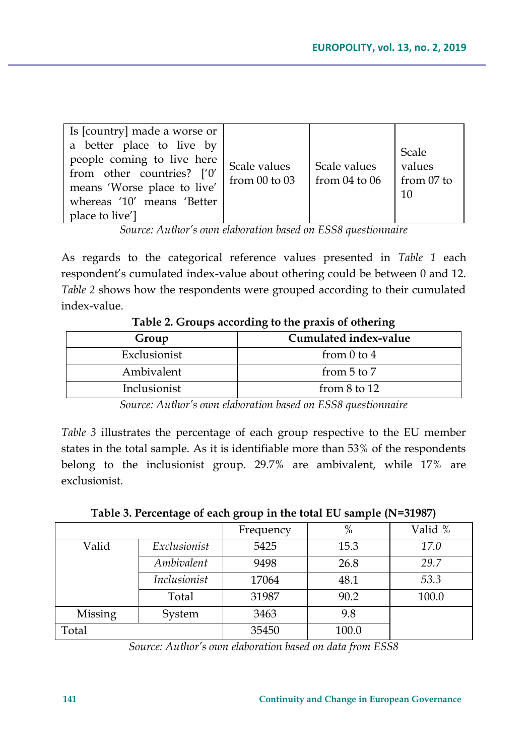| Is [country] made a worse or a better place to live by people coming to live here from other countries? ['0' means 'Worse place to live' whereas '10' means 'Better place to live'] | Scale values from 00 to 03 | Scale values from 04 to 06 | Scale values from 07 to 10 |
|---|---|---|---|

*Source: Author's own elaboration based on ESS8 questionnaire*

As regards to the categorical reference values presented in *Table 1* each respondent's cumulated index-value about othering could be between 0 and 12. *Table 2* shows how the respondents were grouped according to their cumulated index-value.

**Table 2. Groups according to the praxis of othering**

| Group | Cumulated index-value |
|---|---|
| Exclusionist | from 0 to 4 |
| Ambivalent | from 5 to 7 |
| Inclusionist | from 8 to 12 |

*Source: Author's own elaboration based on ESS8 questionnaire*

*Table 3* illustrates the percentage of each group respective to the EU member states in the total sample. As it is identifiable more than 53% of the respondents belong to the inclusionist group. 29.7% are ambivalent, while 17% are exclusionist.

**Table 3. Percentage of each group in the total EU sample (N=31987)**

| | | Frequency | % | Valid % |
|---|---|---|---|---|
| Valid | *Exclusionist* | 5425 | 15.3 | *17.0* |
| | *Ambivalent* | 9498 | 26.8 | *29.7* |
| | *Inclusionist* | 17064 | 48.1 | *53.3* |
| | Total | 31987 | 90.2 | 100.0 |
| Missing | System | 3463 | 9.8 | |
| Total | | 35450 | 100.0 | |

*Source: Author's own elaboration based on data from ESS8*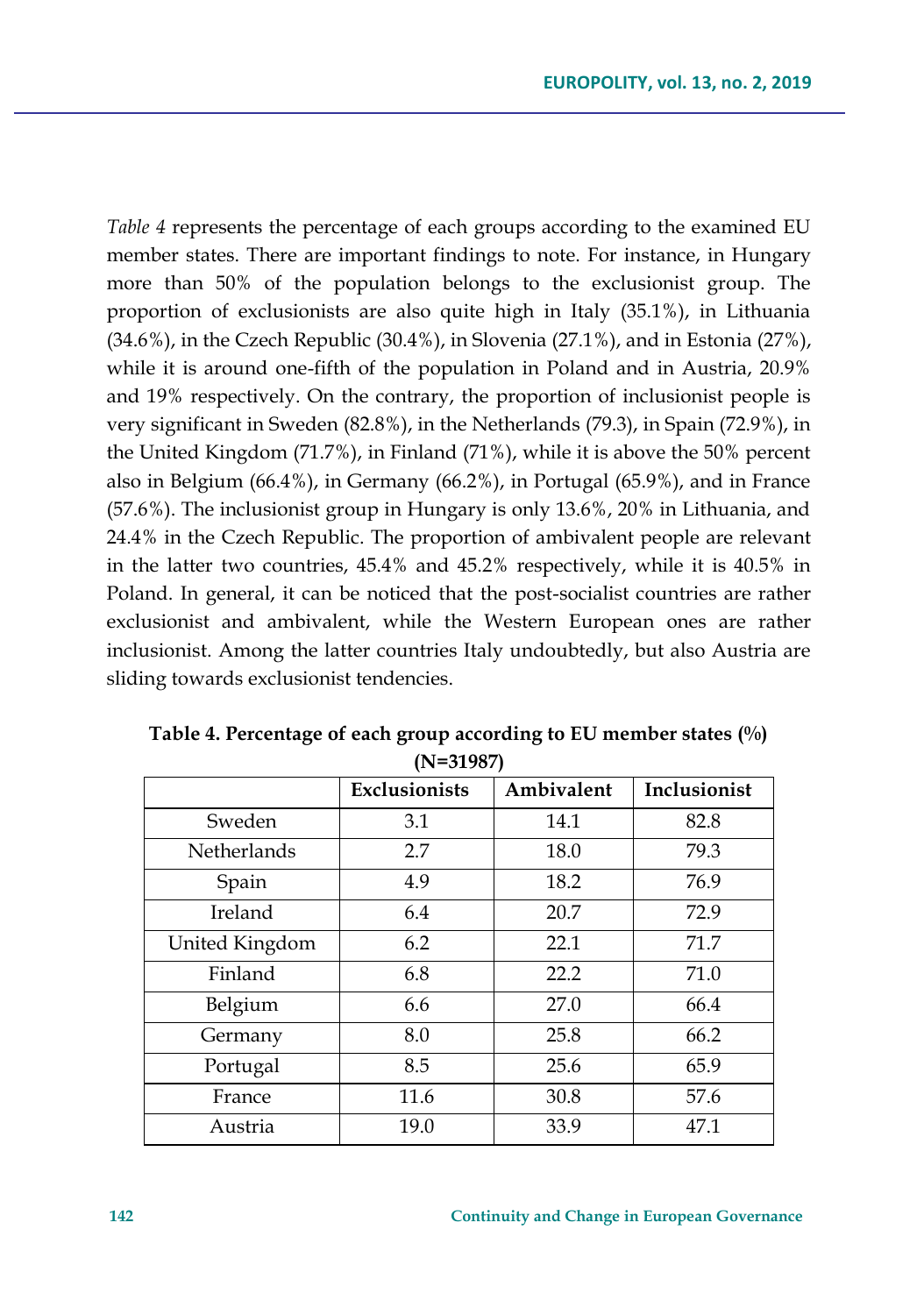*Table 4* represents the percentage of each groups according to the examined EU member states. There are important findings to note. For instance, in Hungary more than 50% of the population belongs to the exclusionist group. The proportion of exclusionists are also quite high in Italy (35.1%), in Lithuania (34.6%), in the Czech Republic (30.4%), in Slovenia (27.1%), and in Estonia (27%), while it is around one-fifth of the population in Poland and in Austria, 20.9% and 19% respectively. On the contrary, the proportion of inclusionist people is very significant in Sweden (82.8%), in the Netherlands (79.3), in Spain (72.9%), in the United Kingdom (71.7%), in Finland (71%), while it is above the 50% percent also in Belgium (66.4%), in Germany (66.2%), in Portugal (65.9%), and in France (57.6%). The inclusionist group in Hungary is only 13.6%, 20% in Lithuania, and 24.4% in the Czech Republic. The proportion of ambivalent people are relevant in the latter two countries, 45.4% and 45.2% respectively, while it is 40.5% in Poland. In general, it can be noticed that the post-socialist countries are rather exclusionist and ambivalent, while the Western European ones are rather inclusionist. Among the latter countries Italy undoubtedly, but also Austria are sliding towards exclusionist tendencies.

**Table 4. Percentage of each group according to EU member states (%) (N=31987)**

| | Exclusionists | Ambivalent | Inclusionist |
|---|---|---|---|
| Sweden | 3.1 | 14.1 | 82.8 |
| Netherlands | 2.7 | 18.0 | 79.3 |
| Spain | 4.9 | 18.2 | 76.9 |
| Ireland | 6.4 | 20.7 | 72.9 |
| United Kingdom | 6.2 | 22.1 | 71.7 |
| Finland | 6.8 | 22.2 | 71.0 |
| Belgium | 6.6 | 27.0 | 66.4 |
| Germany | 8.0 | 25.8 | 66.2 |
| Portugal | 8.5 | 25.6 | 65.9 |
| France | 11.6 | 30.8 | 57.6 |
| Austria | 19.0 | 33.9 | 47.1 |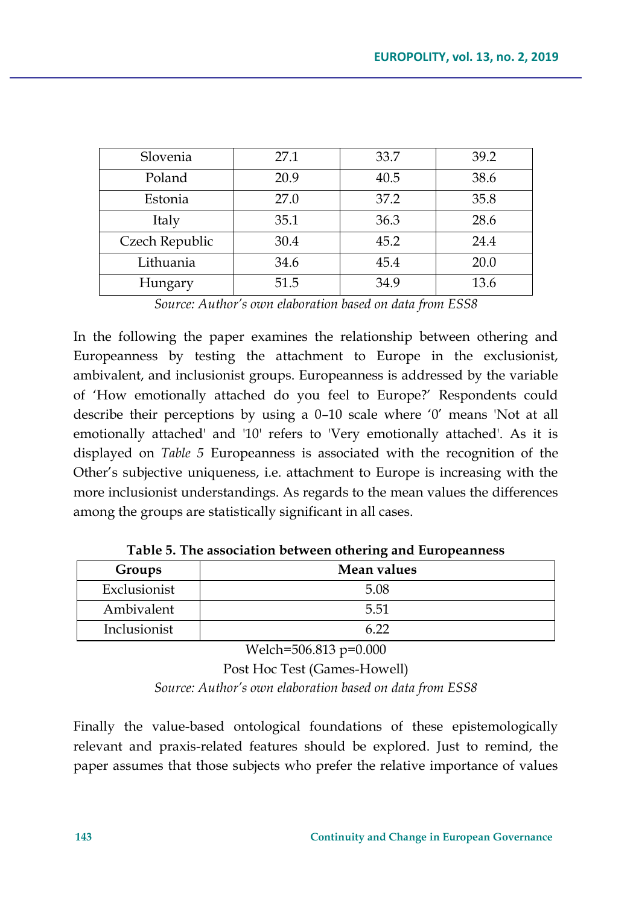| Slovenia | 27.1 | 33.7 | 39.2 |
| --- | --- | --- | --- |
| Poland | 20.9 | 40.5 | 38.6 |
| Estonia | 27.0 | 37.2 | 35.8 |
| Italy | 35.1 | 36.3 | 28.6 |
| Czech Republic | 30.4 | 45.2 | 24.4 |
| Lithuania | 34.6 | 45.4 | 20.0 |
| Hungary | 51.5 | 34.9 | 13.6 |

*Source: Author's own elaboration based on data from ESS8*

In the following the paper examines the relationship between othering and Europeanness by testing the attachment to Europe in the exclusionist, ambivalent, and inclusionist groups. Europeanness is addressed by the variable of 'How emotionally attached do you feel to Europe?' Respondents could describe their perceptions by using a 0–10 scale where '0' means 'Not at all emotionally attached' and '10' refers to 'Very emotionally attached'. As it is displayed on *Table 5* Europeanness is associated with the recognition of the Other's subjective uniqueness, i.e. attachment to Europe is increasing with the more inclusionist understandings. As regards to the mean values the differences among the groups are statistically significant in all cases.

**Table 5. The association between othering and Europeanness**

| Groups | Mean values |
| --- | --- |
| Exclusionist | 5.08 |
| Ambivalent | 5.51 |
| Inclusionist | 6.22 |

Welch=506.813 p=0.000

Post Hoc Test (Games-Howell)

*Source: Author's own elaboration based on data from ESS8*

Finally the value-based ontological foundations of these epistemologically relevant and praxis-related features should be explored. Just to remind, the paper assumes that those subjects who prefer the relative importance of values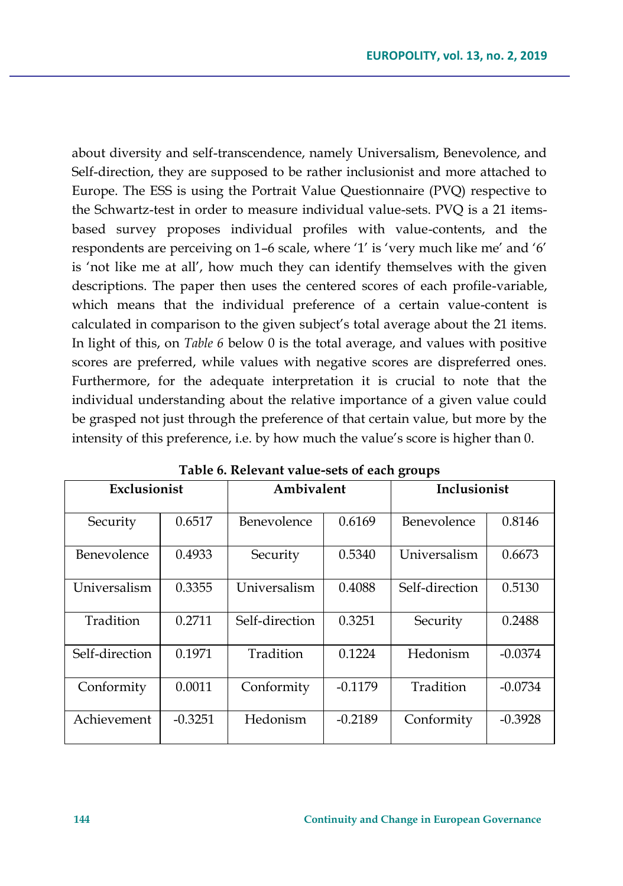about diversity and self-transcendence, namely Universalism, Benevolence, and Self-direction, they are supposed to be rather inclusionist and more attached to Europe. The ESS is using the Portrait Value Questionnaire (PVQ) respective to the Schwartz-test in order to measure individual value-sets. PVQ is a 21 items-based survey proposes individual profiles with value-contents, and the respondents are perceiving on 1–6 scale, where '1' is 'very much like me' and '6' is 'not like me at all', how much they can identify themselves with the given descriptions. The paper then uses the centered scores of each profile-variable, which means that the individual preference of a certain value-content is calculated in comparison to the given subject's total average about the 21 items. In light of this, on *Table 6* below 0 is the total average, and values with positive scores are preferred, while values with negative scores are dispreferred ones. Furthermore, for the adequate interpretation it is crucial to note that the individual understanding about the relative importance of a given value could be grasped not just through the preference of that certain value, but more by the intensity of this preference, i.e. by how much the value's score is higher than 0.

**Table 6. Relevant value-sets of each groups**

| Exclusionist | | Ambivalent | | Inclusionist | |
|---|---|---|---|---|---|
| Security | 0.6517 | Benevolence | 0.6169 | Benevolence | 0.8146 |
| Benevolence | 0.4933 | Security | 0.5340 | Universalism | 0.6673 |
| Universalism | 0.3355 | Universalism | 0.4088 | Self-direction | 0.5130 |
| Tradition | 0.2711 | Self-direction | 0.3251 | Security | 0.2488 |
| Self-direction | 0.1971 | Tradition | 0.1224 | Hedonism | -0.0374 |
| Conformity | 0.0011 | Conformity | -0.1179 | Tradition | -0.0734 |
| Achievement | -0.3251 | Hedonism | -0.2189 | Conformity | -0.3928 |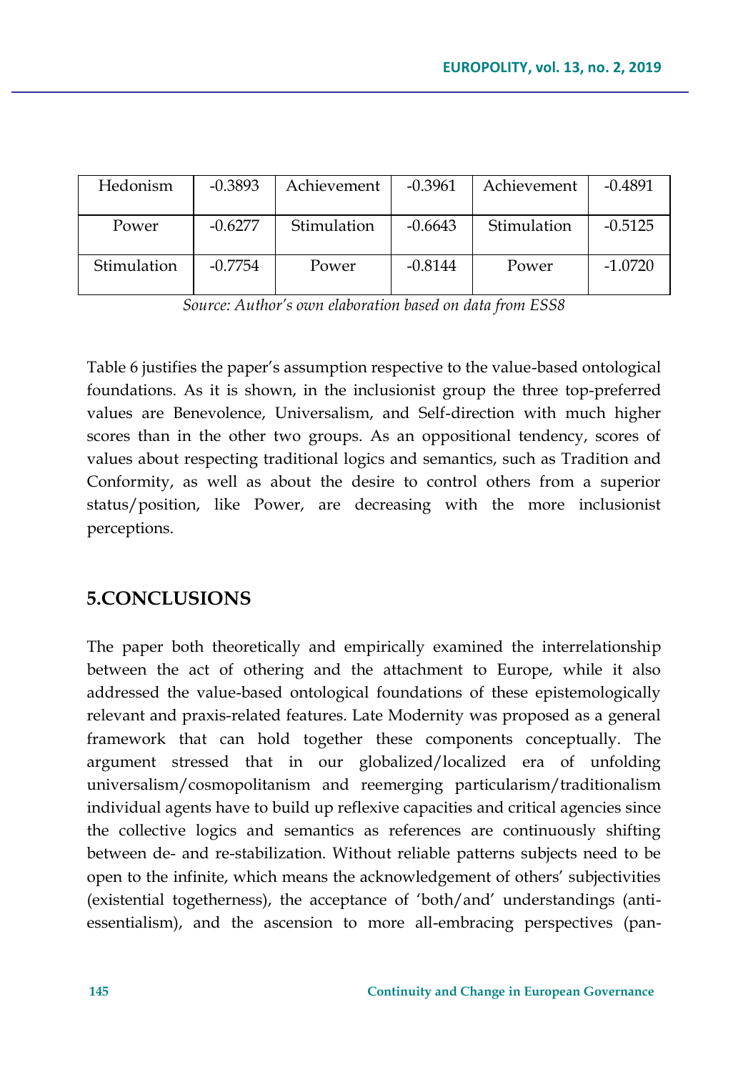| Hedonism | -0.3893 | Achievement | -0.3961 | Achievement | -0.4891 |
|---|---|---|---|---|---|
| Power | -0.6277 | Stimulation | -0.6643 | Stimulation | -0.5125 |
| Stimulation | -0.7754 | Power | -0.8144 | Power | -1.0720 |

*Source: Author's own elaboration based on data from ESS8*

Table 6 justifies the paper's assumption respective to the value-based ontological foundations. As it is shown, in the inclusionist group the three top-preferred values are Benevolence, Universalism, and Self-direction with much higher scores than in the other two groups. As an oppositional tendency, scores of values about respecting traditional logics and semantics, such as Tradition and Conformity, as well as about the desire to control others from a superior status/position, like Power, are decreasing with the more inclusionist perceptions.

## 5.CONCLUSIONS

The paper both theoretically and empirically examined the interrelationship between the act of othering and the attachment to Europe, while it also addressed the value-based ontological foundations of these epistemologically relevant and praxis-related features. Late Modernity was proposed as a general framework that can hold together these components conceptually. The argument stressed that in our globalized/localized era of unfolding universalism/cosmopolitanism and reemerging particularism/traditionalism individual agents have to build up reflexive capacities and critical agencies since the collective logics and semantics as references are continuously shifting between de- and re-stabilization. Without reliable patterns subjects need to be open to the infinite, which means the acknowledgement of others' subjectivities (existential togetherness), the acceptance of 'both/and' understandings (anti-essentialism), and the ascension to more all-embracing perspectives (pan-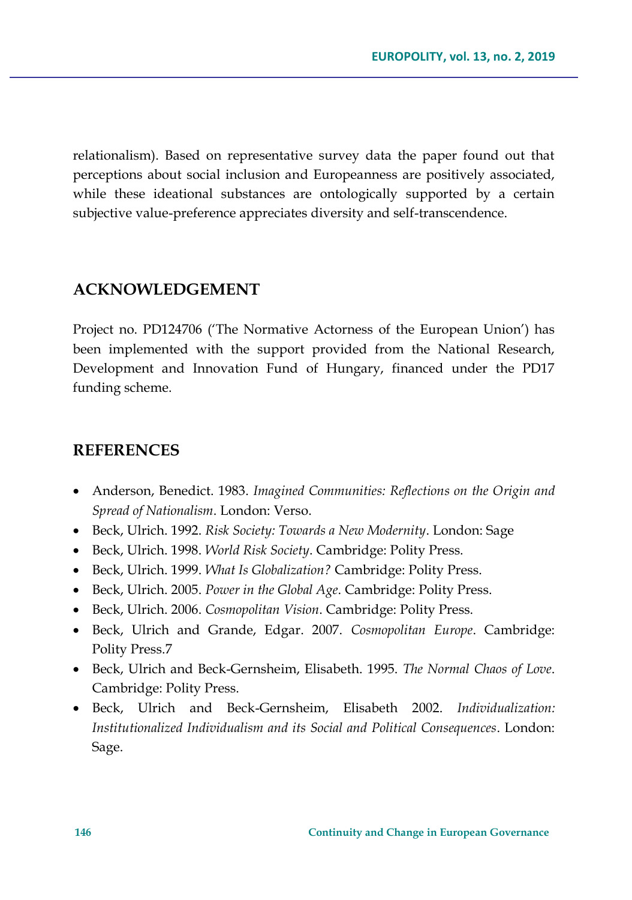relationalism). Based on representative survey data the paper found out that perceptions about social inclusion and Europeanness are positively associated, while these ideational substances are ontologically supported by a certain subjective value-preference appreciates diversity and self-transcendence.

## ACKNOWLEDGEMENT

Project no. PD124706 ('The Normative Actorness of the European Union') has been implemented with the support provided from the National Research, Development and Innovation Fund of Hungary, financed under the PD17 funding scheme.

## REFERENCES

- Anderson, Benedict. 1983. *Imagined Communities: Reflections on the Origin and Spread of Nationalism*. London: Verso.
- Beck, Ulrich. 1992. *Risk Society: Towards a New Modernity*. London: Sage
- Beck, Ulrich. 1998. *World Risk Society*. Cambridge: Polity Press.
- Beck, Ulrich. 1999. *What Is Globalization?* Cambridge: Polity Press.
- Beck, Ulrich. 2005. *Power in the Global Age*. Cambridge: Polity Press.
- Beck, Ulrich. 2006. *Cosmopolitan Vision*. Cambridge: Polity Press.
- Beck, Ulrich and Grande, Edgar. 2007. *Cosmopolitan Europe*. Cambridge: Polity Press.7
- Beck, Ulrich and Beck-Gernsheim, Elisabeth. 1995. *The Normal Chaos of Love*. Cambridge: Polity Press.
- Beck, Ulrich and Beck-Gernsheim, Elisabeth 2002. *Individualization: Institutionalized Individualism and its Social and Political Consequences*. London: Sage.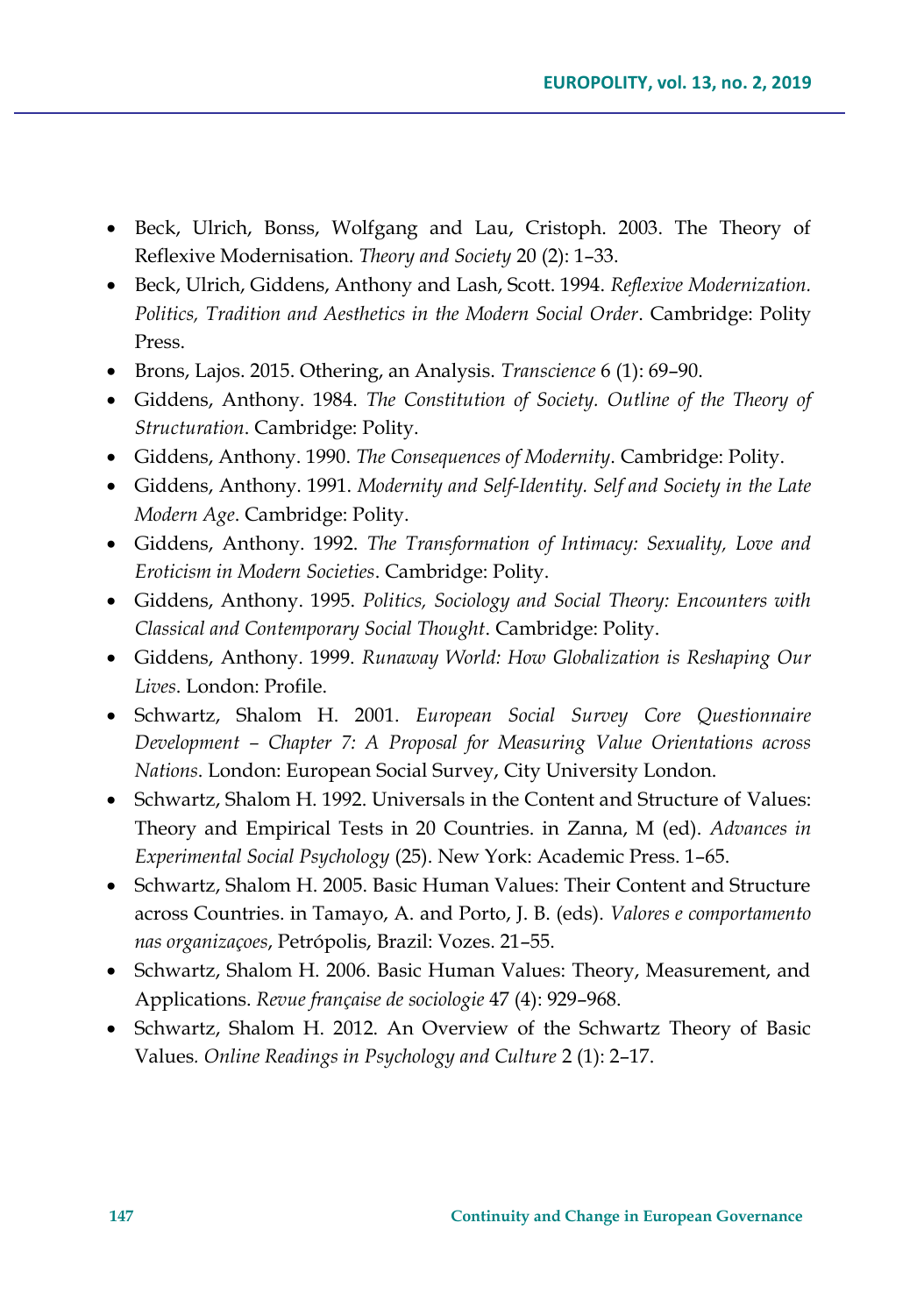- Beck, Ulrich, Bonss, Wolfgang and Lau, Cristoph. 2003. The Theory of Reflexive Modernisation. *Theory and Society* 20 (2): 1–33.
- Beck, Ulrich, Giddens, Anthony and Lash, Scott. 1994. *Reflexive Modernization. Politics, Tradition and Aesthetics in the Modern Social Order*. Cambridge: Polity Press.
- Brons, Lajos. 2015. Othering, an Analysis. *Transcience* 6 (1): 69–90.
- Giddens, Anthony. 1984. *The Constitution of Society. Outline of the Theory of Structuration*. Cambridge: Polity.
- Giddens, Anthony. 1990. *The Consequences of Modernity*. Cambridge: Polity.
- Giddens, Anthony. 1991. *Modernity and Self-Identity. Self and Society in the Late Modern Age*. Cambridge: Polity.
- Giddens, Anthony. 1992. *The Transformation of Intimacy: Sexuality, Love and Eroticism in Modern Societies*. Cambridge: Polity.
- Giddens, Anthony. 1995. *Politics, Sociology and Social Theory: Encounters with Classical and Contemporary Social Thought*. Cambridge: Polity.
- Giddens, Anthony. 1999. *Runaway World: How Globalization is Reshaping Our Lives*. London: Profile.
- Schwartz, Shalom H. 2001. *European Social Survey Core Questionnaire Development – Chapter 7: A Proposal for Measuring Value Orientations across Nations*. London: European Social Survey, City University London.
- Schwartz, Shalom H. 1992. Universals in the Content and Structure of Values: Theory and Empirical Tests in 20 Countries. in Zanna, M (ed). *Advances in Experimental Social Psychology* (25). New York: Academic Press. 1–65.
- Schwartz, Shalom H. 2005. Basic Human Values: Their Content and Structure across Countries. in Tamayo, A. and Porto, J. B. (eds). *Valores e comportamento nas organizaçoes*, Petrópolis, Brazil: Vozes. 21–55.
- Schwartz, Shalom H. 2006. Basic Human Values: Theory, Measurement, and Applications. *Revue française de sociologie* 47 (4): 929–968.
- Schwartz, Shalom H. 2012. An Overview of the Schwartz Theory of Basic Values. *Online Readings in Psychology and Culture* 2 (1): 2–17.